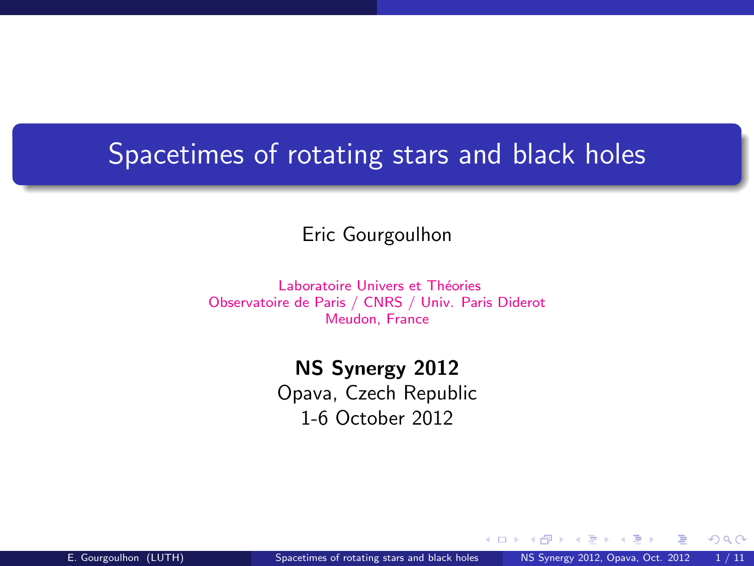# Spacetimes of rotating stars and black holes

Eric Gourgoulhon

Laboratoire Univers et Théories
Observatoire de Paris / CNRS / Univ. Paris Diderot
Meudon, France

**NS Synergy 2012**
Opava, Czech Republic
1-6 October 2012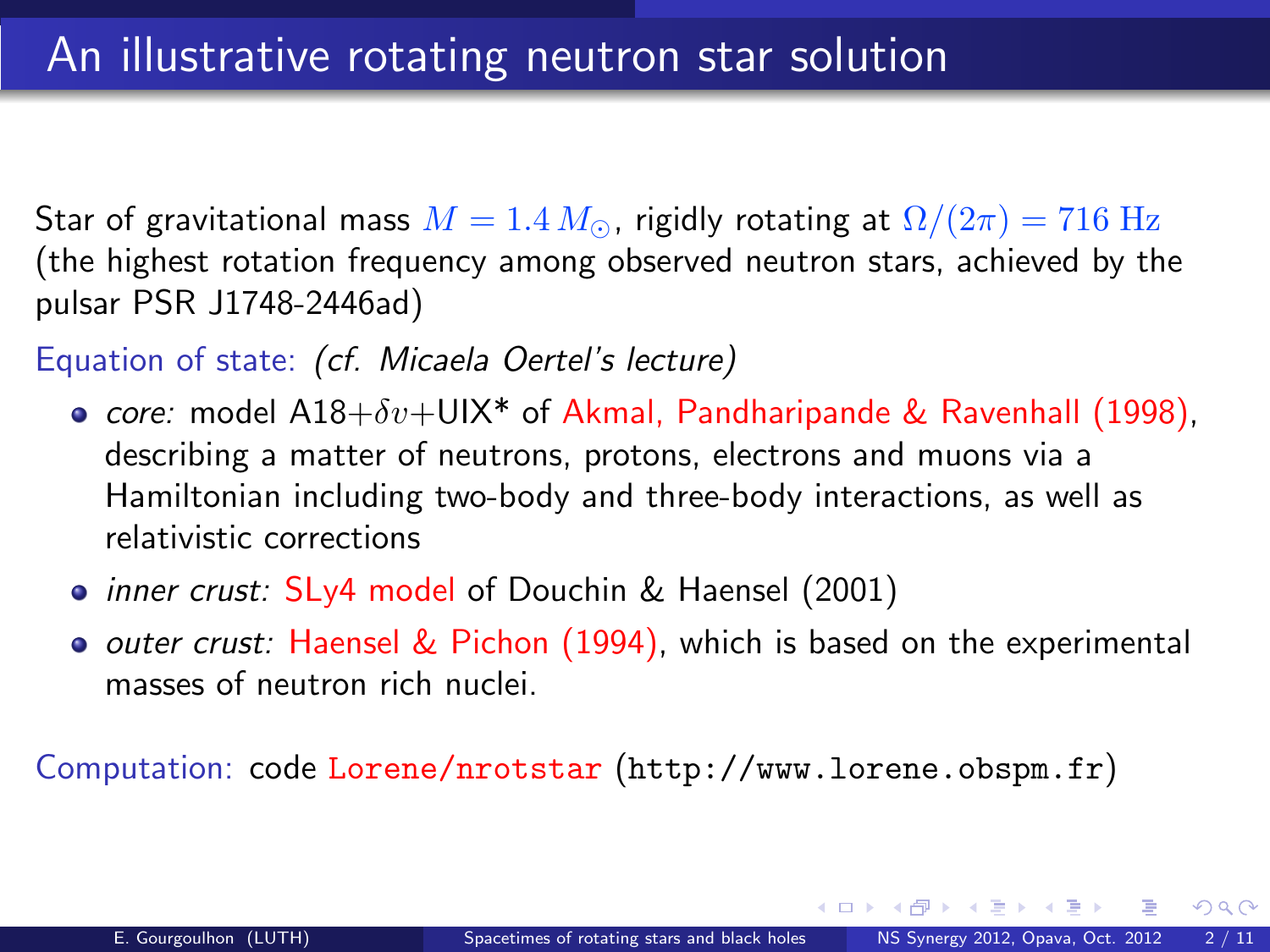# An illustrative rotating neutron star solution

Star of gravitational mass $M = 1.4\, M_{\odot}$, rigidly rotating at $\Omega/(2\pi) = 716\ \mathrm{Hz}$ (the highest rotation frequency among observed neutron stars, achieved by the pulsar PSR J1748-2446ad)

Equation of state: *(cf. Micaela Oertel's lecture)*

- *core:* model A18+$\delta v$+UIX* of Akmal, Pandharipande & Ravenhall (1998), describing a matter of neutrons, protons, electrons and muons via a Hamiltonian including two-body and three-body interactions, as well as relativistic corrections
- *inner crust:* SLy4 model of Douchin & Haensel (2001)
- *outer crust:* Haensel & Pichon (1994), which is based on the experimental masses of neutron rich nuclei.

Computation: code `Lorene/nrotstar` (`http://www.lorene.obspm.fr`)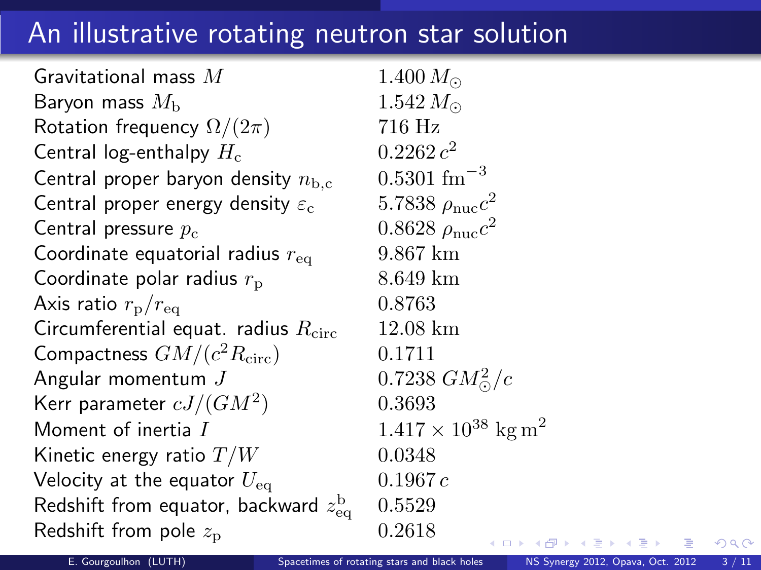# An illustrative rotating neutron star solution

| | |
|---|---|
| Gravitational mass $M$ | $1.400\, M_\odot$ |
| Baryon mass $M_\mathrm{b}$ | $1.542\, M_\odot$ |
| Rotation frequency $\Omega/(2\pi)$ | $716$ Hz |
| Central log-enthalpy $H_\mathrm{c}$ | $0.2262\, c^2$ |
| Central proper baryon density $n_\mathrm{b,c}$ | $0.5301\ \mathrm{fm}^{-3}$ |
| Central proper energy density $\varepsilon_\mathrm{c}$ | $5.7838\ \rho_\mathrm{nuc} c^2$ |
| Central pressure $p_\mathrm{c}$ | $0.8628\ \rho_\mathrm{nuc} c^2$ |
| Coordinate equatorial radius $r_\mathrm{eq}$ | $9.867$ km |
| Coordinate polar radius $r_\mathrm{p}$ | $8.649$ km |
| Axis ratio $r_\mathrm{p}/r_\mathrm{eq}$ | $0.8763$ |
| Circumferential equat. radius $R_\mathrm{circ}$ | $12.08$ km |
| Compactness $GM/(c^2 R_\mathrm{circ})$ | $0.1711$ |
| Angular momentum $J$ | $0.7238\ G M_\odot^2/c$ |
| Kerr parameter $cJ/(GM^2)$ | $0.3693$ |
| Moment of inertia $I$ | $1.417 \times 10^{38}\ \mathrm{kg\, m^2}$ |
| Kinetic energy ratio $T/W$ | $0.0348$ |
| Velocity at the equator $U_\mathrm{eq}$ | $0.1967\, c$ |
| Redshift from equator, backward $z_\mathrm{eq}^\mathrm{b}$ | $0.5529$ |
| Redshift from pole $z_\mathrm{p}$ | $0.2618$ |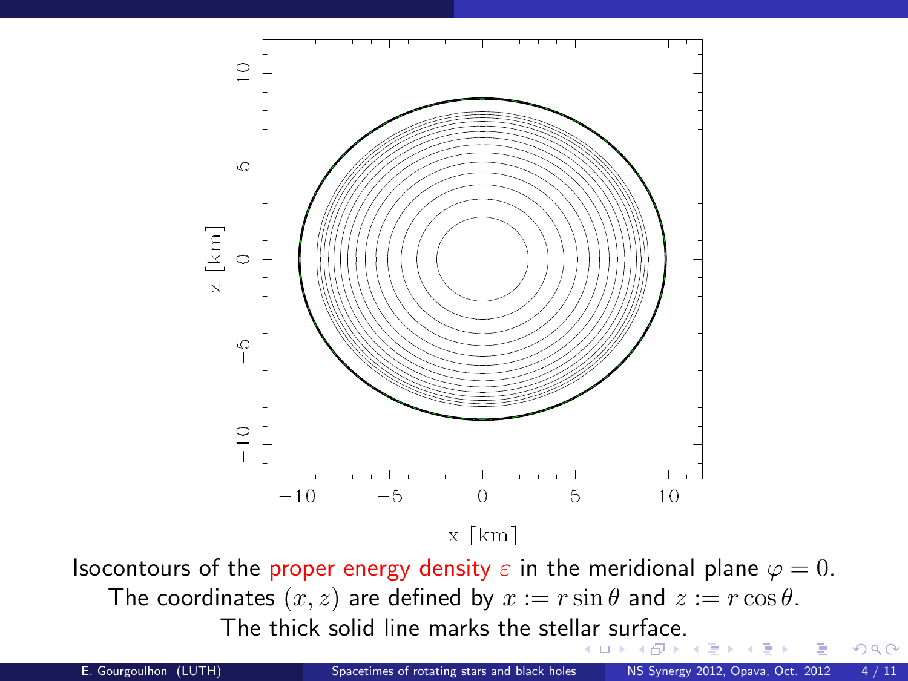Isocontours of the proper energy density $\varepsilon$ in the meridional plane $\varphi = 0$.
The coordinates $(x, z)$ are defined by $x := r \sin\theta$ and $z := r \cos\theta$.
The thick solid line marks the stellar surface.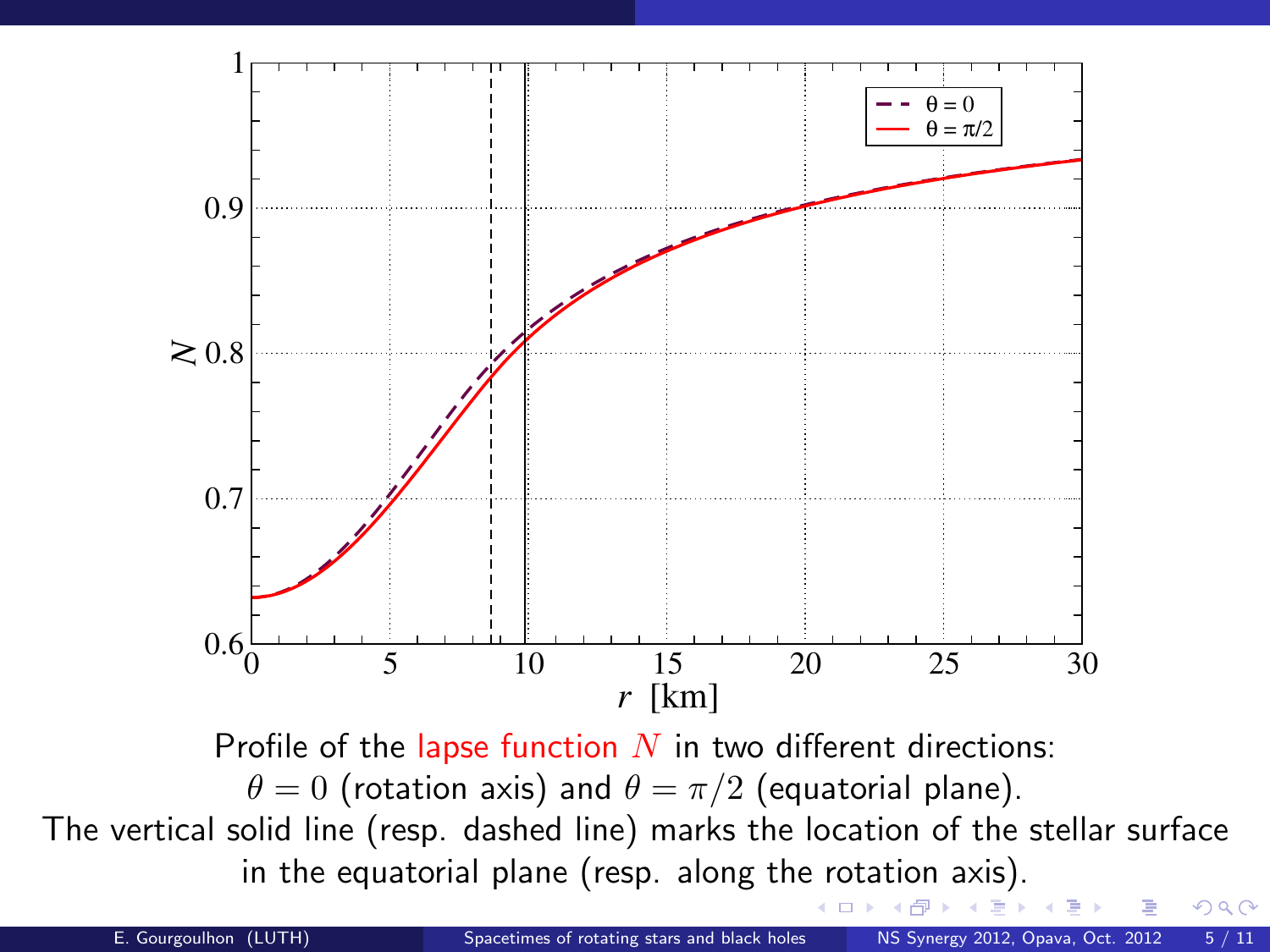Profile of the lapse function $N$ in two different directions: $\theta = 0$ (rotation axis) and $\theta = \pi/2$ (equatorial plane).

The vertical solid line (resp. dashed line) marks the location of the stellar surface in the equatorial plane (resp. along the rotation axis).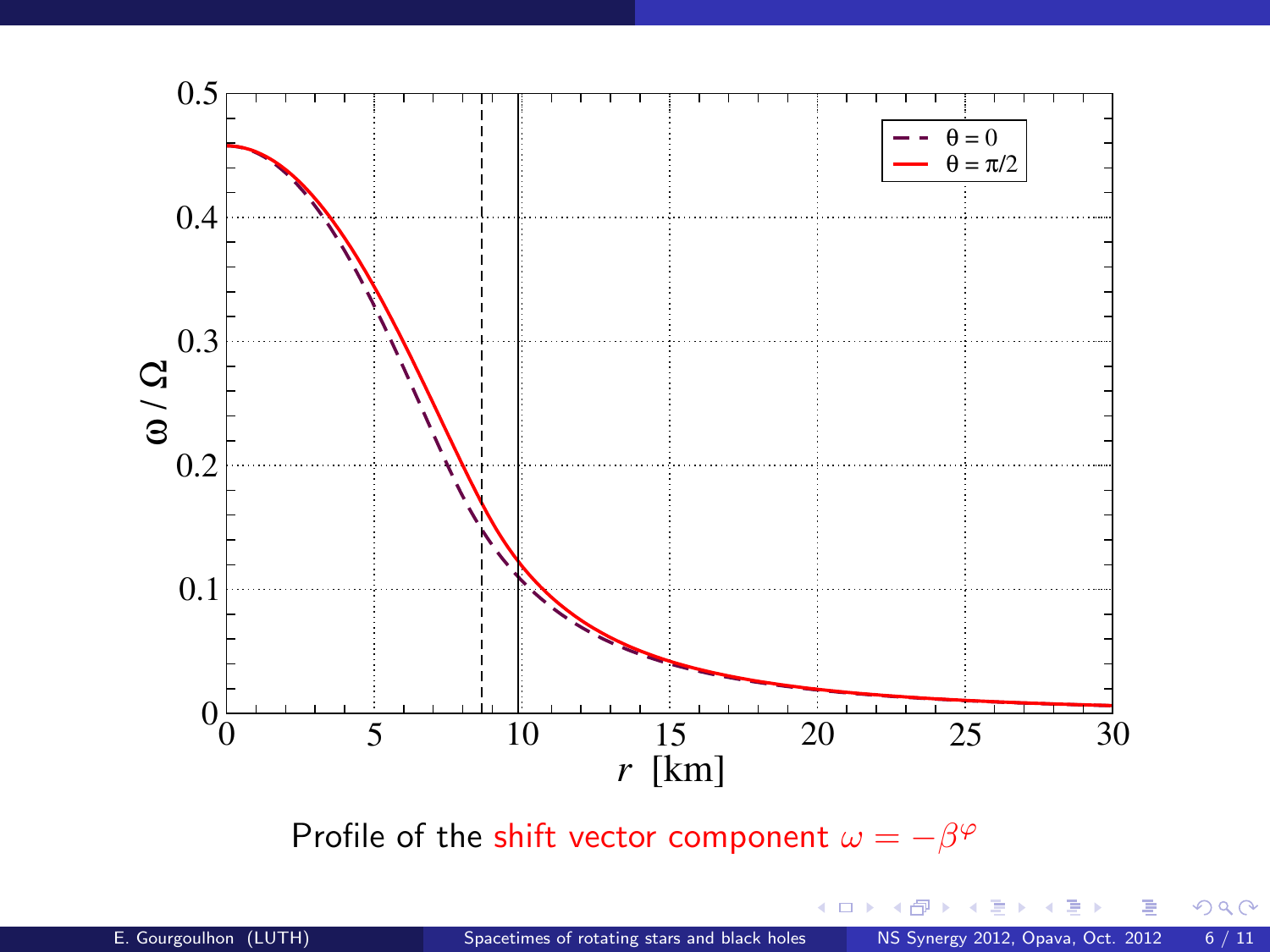Profile of the shift vector component $\omega = -\beta^{\varphi}$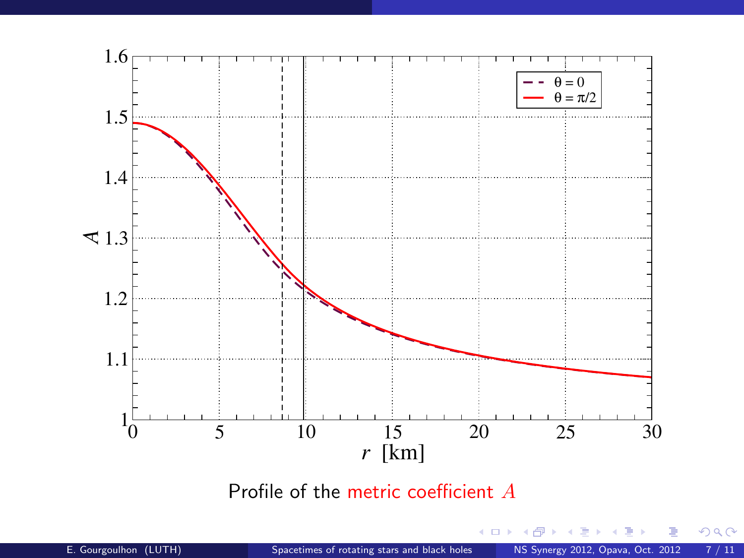Profile of the metric coefficient $A$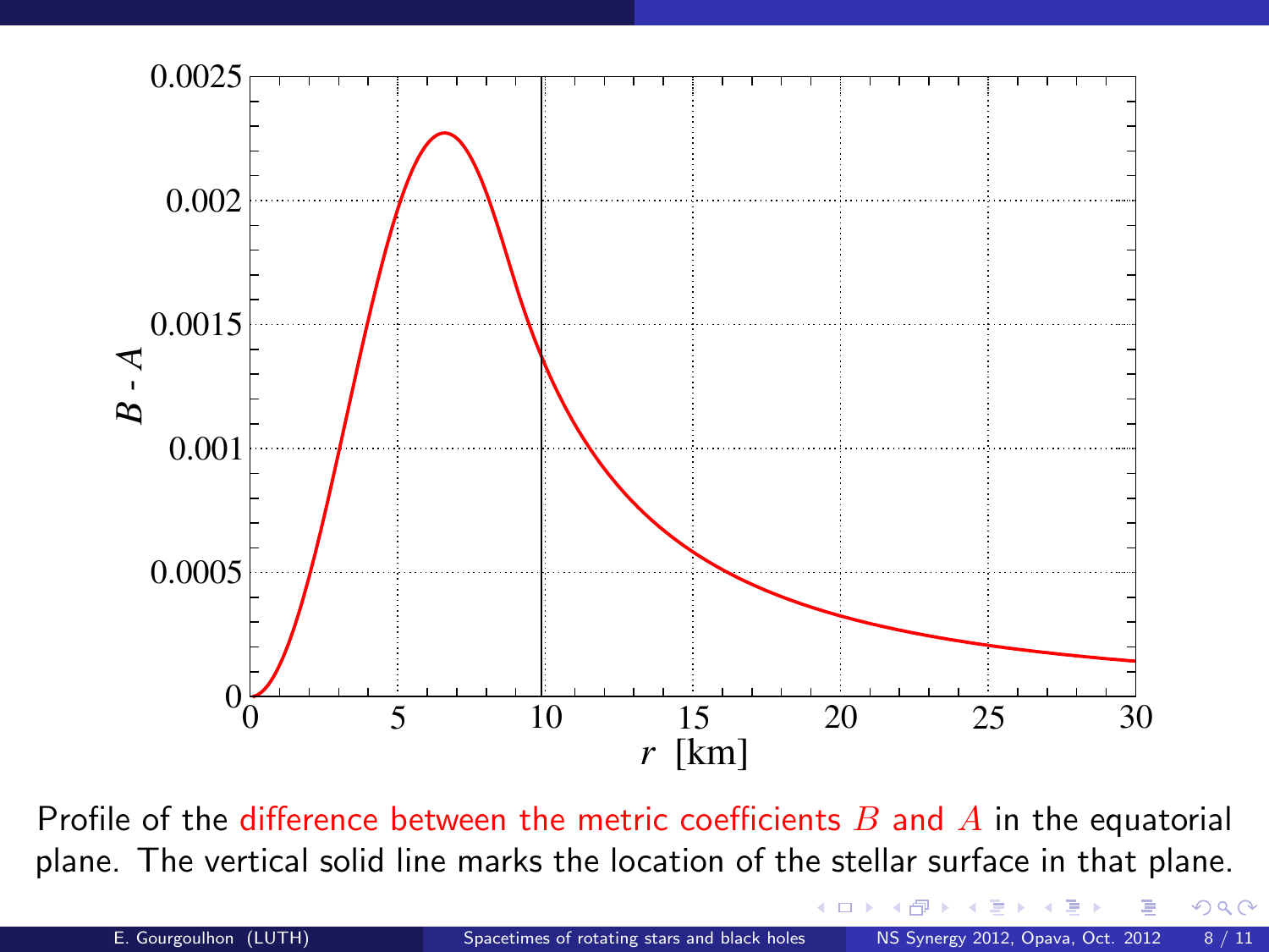Profile of the difference between the metric coefficients $B$ and $A$ in the equatorial plane. The vertical solid line marks the location of the stellar surface in that plane.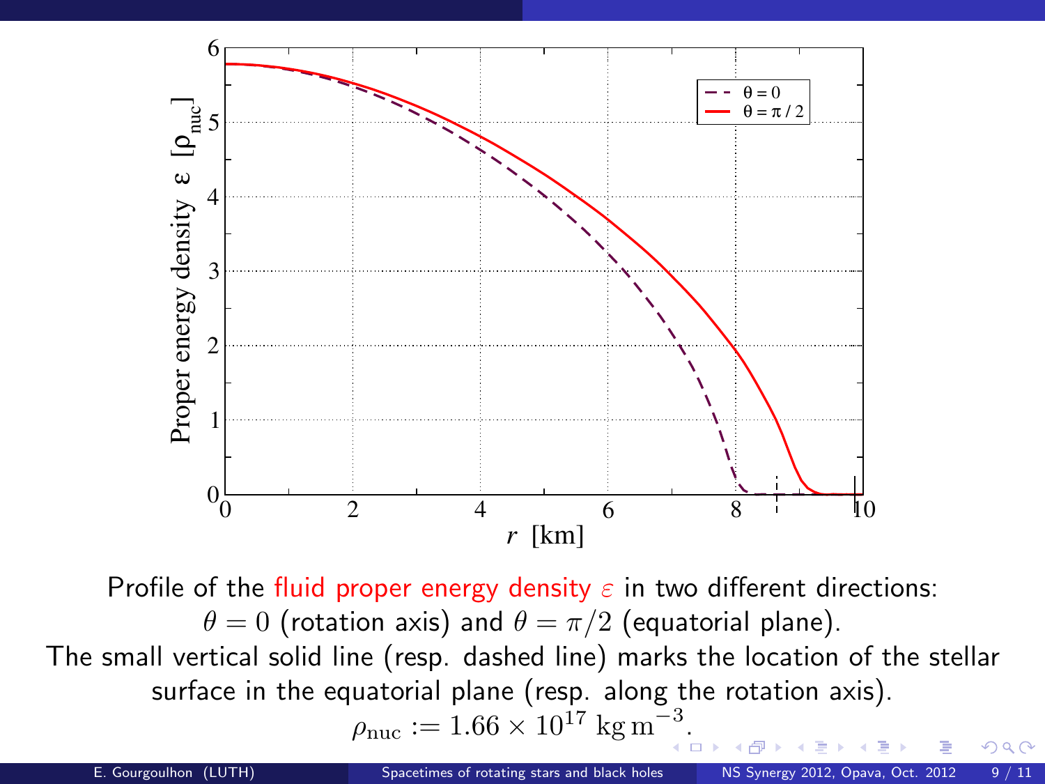Profile of the fluid proper energy density $\varepsilon$ in two different directions: $\theta = 0$ (rotation axis) and $\theta = \pi/2$ (equatorial plane).

The small vertical solid line (resp. dashed line) marks the location of the stellar surface in the equatorial plane (resp. along the rotation axis).

$$\rho_{\rm nuc} := 1.66 \times 10^{17} \ {\rm kg\,m^{-3}}.$$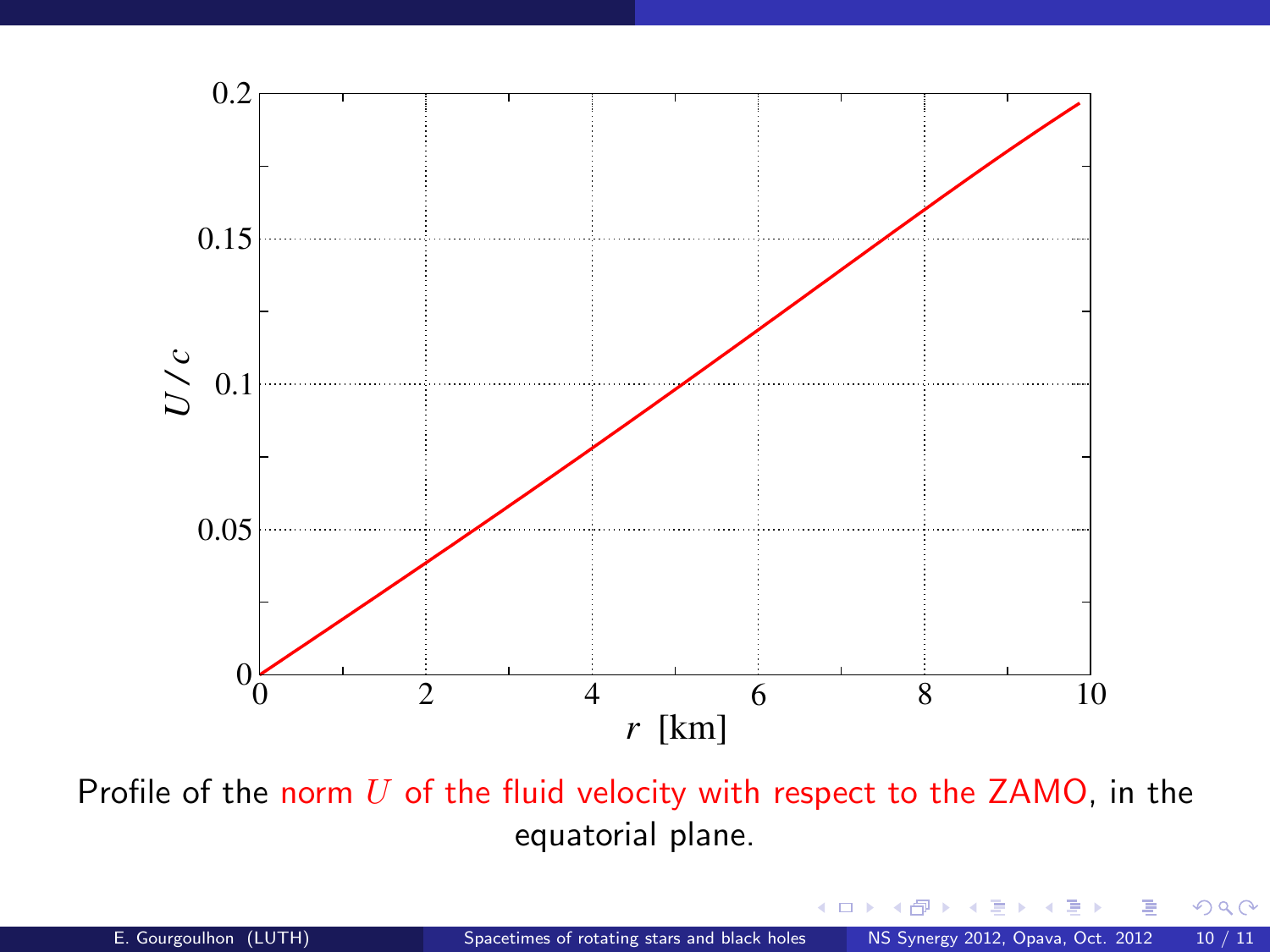Profile of the norm $U$ of the fluid velocity with respect to the ZAMO, in the equatorial plane.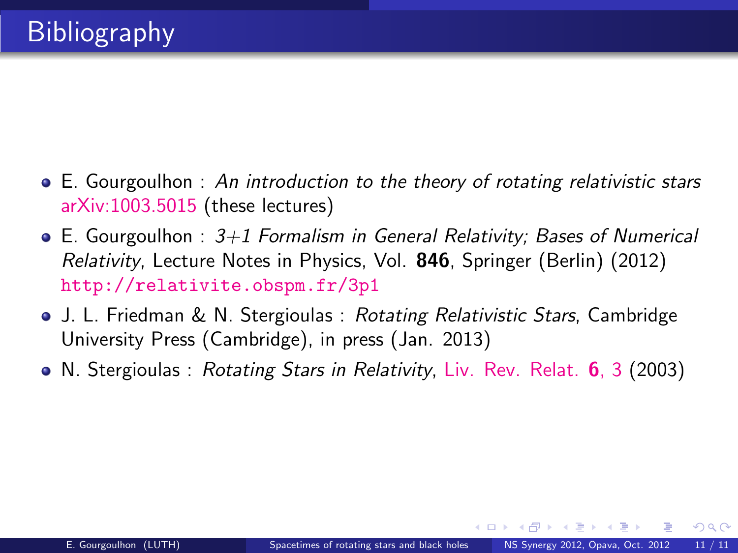# Bibliography

- E. Gourgoulhon : *An introduction to the theory of rotating relativistic stars* arXiv:1003.5015 (these lectures)
- E. Gourgoulhon : *3+1 Formalism in General Relativity; Bases of Numerical Relativity*, Lecture Notes in Physics, Vol. **846**, Springer (Berlin) (2012) `http://relativite.obspm.fr/3p1`
- J. L. Friedman & N. Stergioulas : *Rotating Relativistic Stars*, Cambridge University Press (Cambridge), in press (Jan. 2013)
- N. Stergioulas : *Rotating Stars in Relativity*, Liv. Rev. Relat. **6**, 3 (2003)